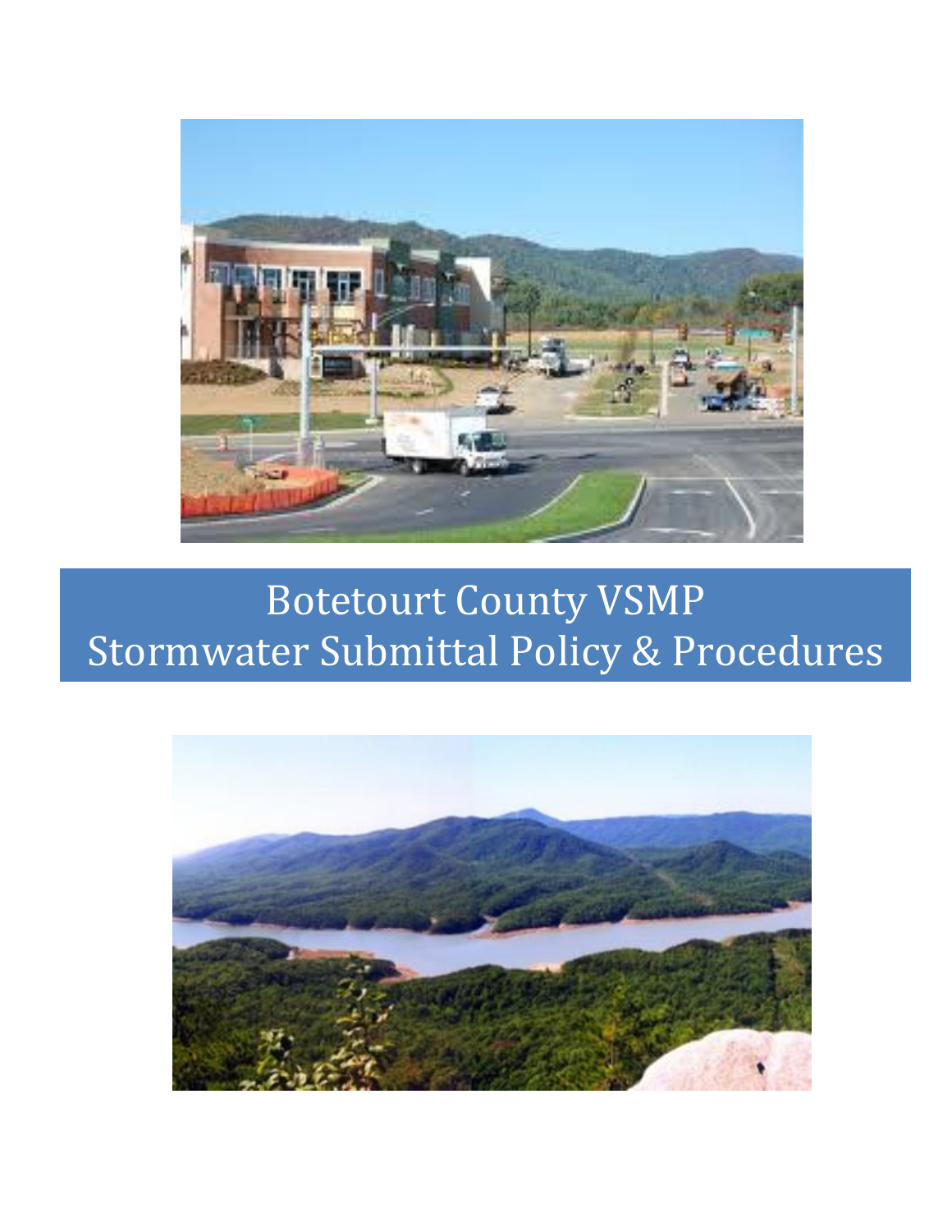# Botetourt County VSMP
# Stormwater Submittal Policy & Procedures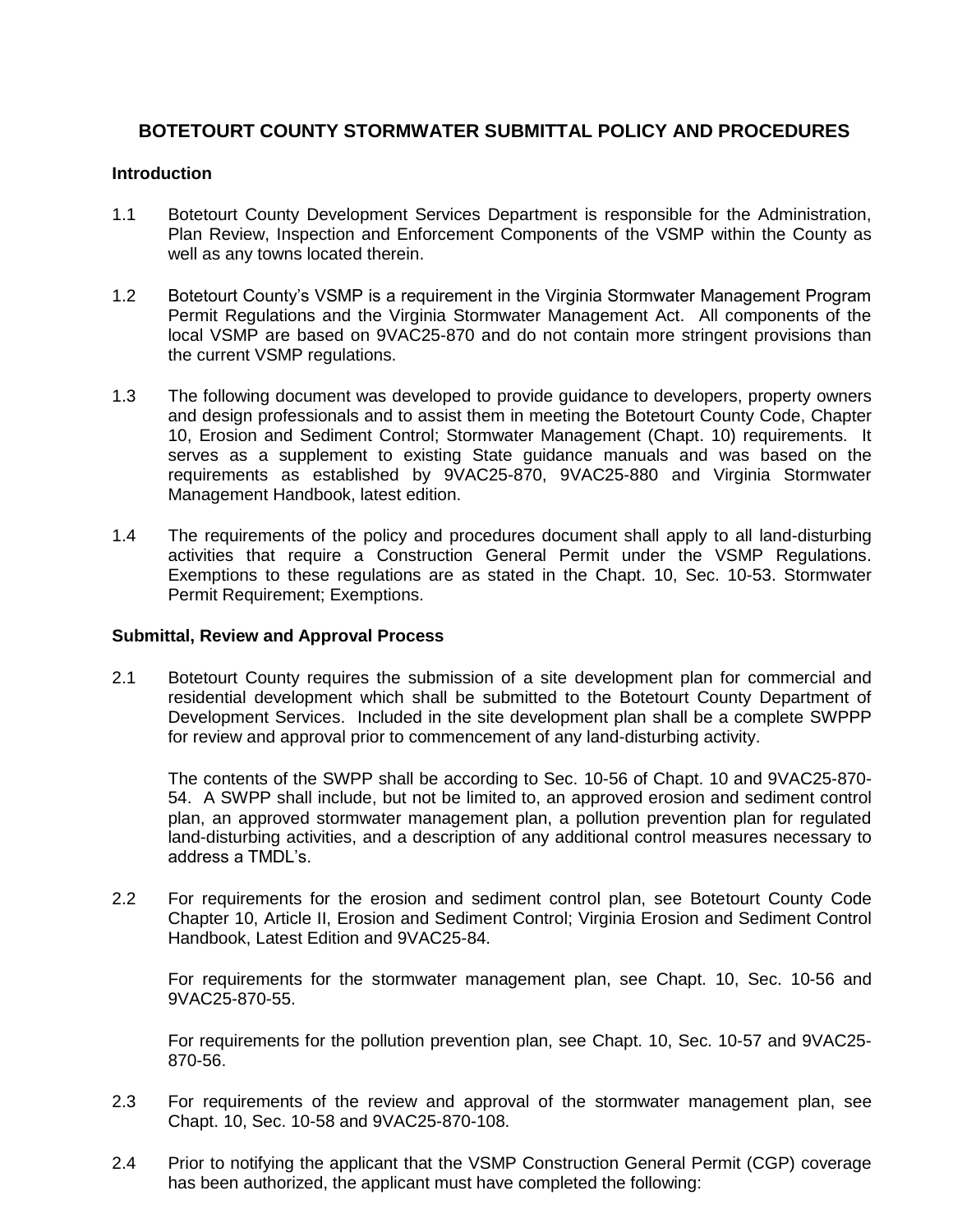## BOTETOURT COUNTY STORMWATER SUBMITTAL POLICY AND PROCEDURES

### Introduction

1.1 Botetourt County Development Services Department is responsible for the Administration, Plan Review, Inspection and Enforcement Components of the VSMP within the County as well as any towns located therein.

1.2 Botetourt County's VSMP is a requirement in the Virginia Stormwater Management Program Permit Regulations and the Virginia Stormwater Management Act. All components of the local VSMP are based on 9VAC25-870 and do not contain more stringent provisions than the current VSMP regulations.

1.3 The following document was developed to provide guidance to developers, property owners and design professionals and to assist them in meeting the Botetourt County Code, Chapter 10, Erosion and Sediment Control; Stormwater Management (Chapt. 10) requirements. It serves as a supplement to existing State guidance manuals and was based on the requirements as established by 9VAC25-870, 9VAC25-880 and Virginia Stormwater Management Handbook, latest edition.

1.4 The requirements of the policy and procedures document shall apply to all land-disturbing activities that require a Construction General Permit under the VSMP Regulations. Exemptions to these regulations are as stated in the Chapt. 10, Sec. 10-53. Stormwater Permit Requirement; Exemptions.

### Submittal, Review and Approval Process

2.1 Botetourt County requires the submission of a site development plan for commercial and residential development which shall be submitted to the Botetourt County Department of Development Services. Included in the site development plan shall be a complete SWPPP for review and approval prior to commencement of any land-disturbing activity.

The contents of the SWPP shall be according to Sec. 10-56 of Chapt. 10 and 9VAC25-870-54. A SWPP shall include, but not be limited to, an approved erosion and sediment control plan, an approved stormwater management plan, a pollution prevention plan for regulated land-disturbing activities, and a description of any additional control measures necessary to address a TMDL's.

2.2 For requirements for the erosion and sediment control plan, see Botetourt County Code Chapter 10, Article II, Erosion and Sediment Control; Virginia Erosion and Sediment Control Handbook, Latest Edition and 9VAC25-84.

For requirements for the stormwater management plan, see Chapt. 10, Sec. 10-56 and 9VAC25-870-55.

For requirements for the pollution prevention plan, see Chapt. 10, Sec. 10-57 and 9VAC25-870-56.

2.3 For requirements of the review and approval of the stormwater management plan, see Chapt. 10, Sec. 10-58 and 9VAC25-870-108.

2.4 Prior to notifying the applicant that the VSMP Construction General Permit (CGP) coverage has been authorized, the applicant must have completed the following: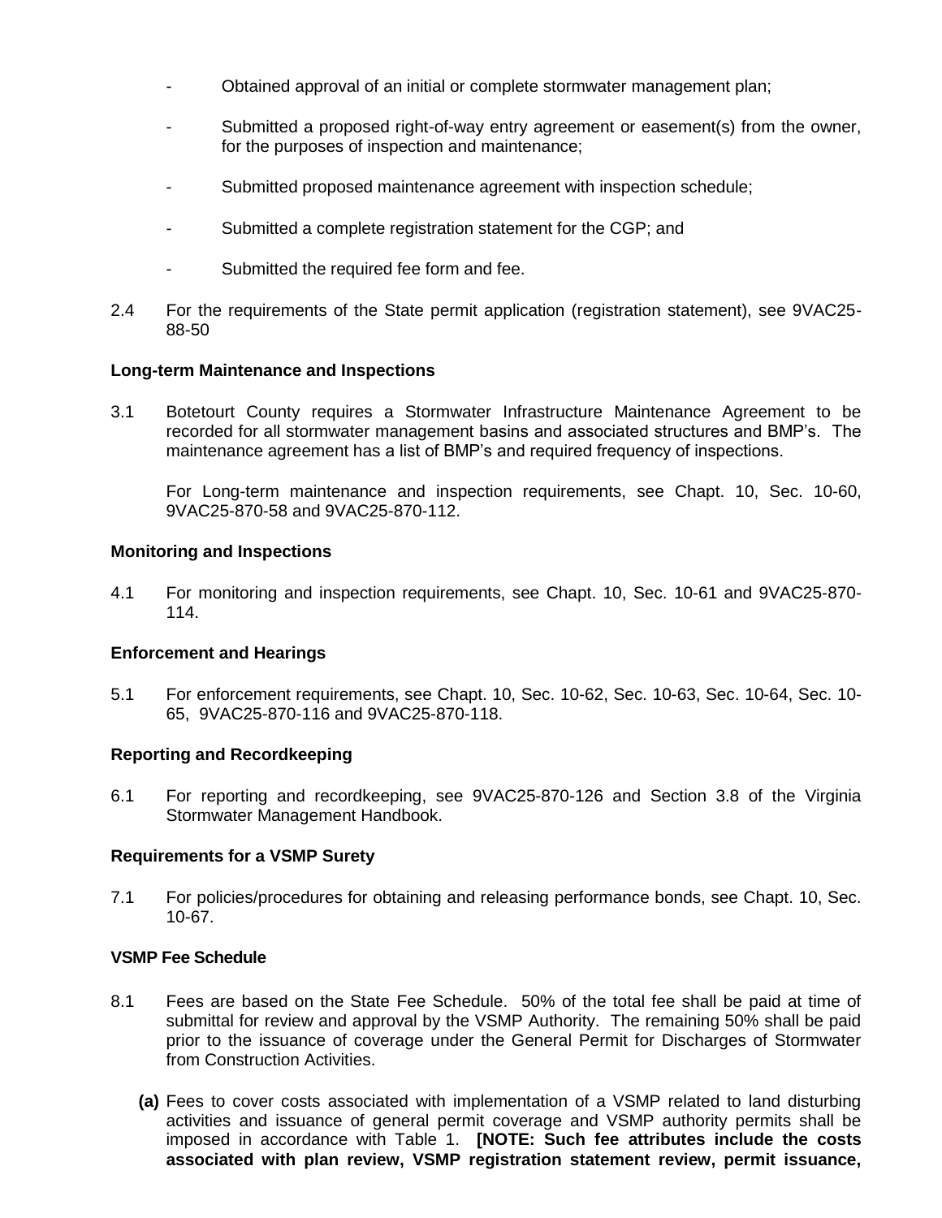- Obtained approval of an initial or complete stormwater management plan;
- Submitted a proposed right-of-way entry agreement or easement(s) from the owner, for the purposes of inspection and maintenance;
- Submitted proposed maintenance agreement with inspection schedule;
- Submitted a complete registration statement for the CGP; and
- Submitted the required fee form and fee.

2.4 For the requirements of the State permit application (registration statement), see 9VAC25-88-50

**Long-term Maintenance and Inspections**

3.1 Botetourt County requires a Stormwater Infrastructure Maintenance Agreement to be recorded for all stormwater management basins and associated structures and BMP's. The maintenance agreement has a list of BMP's and required frequency of inspections.

For Long-term maintenance and inspection requirements, see Chapt. 10, Sec. 10-60, 9VAC25-870-58 and 9VAC25-870-112.

**Monitoring and Inspections**

4.1 For monitoring and inspection requirements, see Chapt. 10, Sec. 10-61 and 9VAC25-870-114.

**Enforcement and Hearings**

5.1 For enforcement requirements, see Chapt. 10, Sec. 10-62, Sec. 10-63, Sec. 10-64, Sec. 10-65, 9VAC25-870-116 and 9VAC25-870-118.

**Reporting and Recordkeeping**

6.1 For reporting and recordkeeping, see 9VAC25-870-126 and Section 3.8 of the Virginia Stormwater Management Handbook.

**Requirements for a VSMP Surety**

7.1 For policies/procedures for obtaining and releasing performance bonds, see Chapt. 10, Sec. 10-67.

**VSMP Fee Schedule**

8.1 Fees are based on the State Fee Schedule. 50% of the total fee shall be paid at time of submittal for review and approval by the VSMP Authority. The remaining 50% shall be paid prior to the issuance of coverage under the General Permit for Discharges of Stormwater from Construction Activities.

**(a)** Fees to cover costs associated with implementation of a VSMP related to land disturbing activities and issuance of general permit coverage and VSMP authority permits shall be imposed in accordance with Table 1. **[NOTE: Such fee attributes include the costs associated with plan review, VSMP registration statement review, permit issuance,**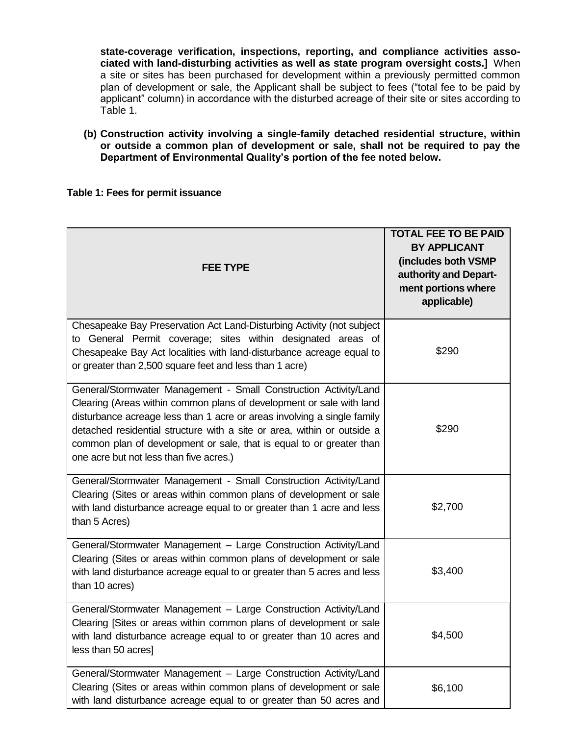**state-coverage verification, inspections, reporting, and compliance activities associated with land-disturbing activities as well as state program oversight costs.]** When a site or sites has been purchased for development within a previously permitted common plan of development or sale, the Applicant shall be subject to fees ("total fee to be paid by applicant" column) in accordance with the disturbed acreage of their site or sites according to Table 1.

**(b) Construction activity involving a single-family detached residential structure, within or outside a common plan of development or sale, shall not be required to pay the Department of Environmental Quality's portion of the fee noted below.**

**Table 1: Fees for permit issuance**

| FEE TYPE | TOTAL FEE TO BE PAID BY APPLICANT (includes both VSMP authority and Department portions where applicable) |
|---|---|
| Chesapeake Bay Preservation Act Land-Disturbing Activity (not subject to General Permit coverage; sites within designated areas of Chesapeake Bay Act localities with land-disturbance acreage equal to or greater than 2,500 square feet and less than 1 acre) | $290 |
| General/Stormwater Management - Small Construction Activity/Land Clearing (Areas within common plans of development or sale with land disturbance acreage less than 1 acre or areas involving a single family detached residential structure with a site or area, within or outside a common plan of development or sale, that is equal to or greater than one acre but not less than five acres.) | $290 |
| General/Stormwater Management - Small Construction Activity/Land Clearing (Sites or areas within common plans of development or sale with land disturbance acreage equal to or greater than 1 acre and less than 5 Acres) | $2,700 |
| General/Stormwater Management – Large Construction Activity/Land Clearing (Sites or areas within common plans of development or sale with land disturbance acreage equal to or greater than 5 acres and less than 10 acres) | $3,400 |
| General/Stormwater Management – Large Construction Activity/Land Clearing [Sites or areas within common plans of development or sale with land disturbance acreage equal to or greater than 10 acres and less than 50 acres] | $4,500 |
| General/Stormwater Management – Large Construction Activity/Land Clearing (Sites or areas within common plans of development or sale with land disturbance acreage equal to or greater than 50 acres and | $6,100 |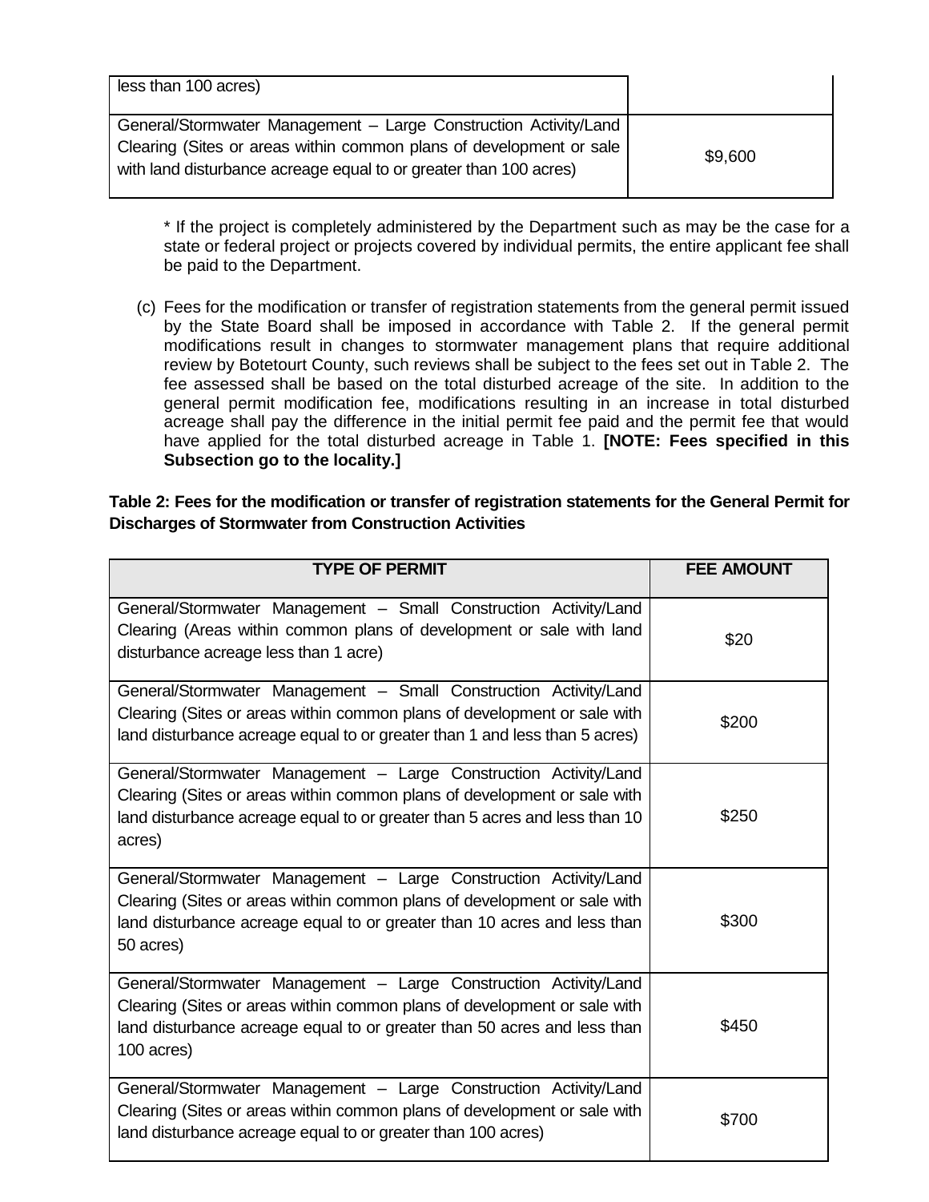| | |
|---|---|
| less than 100 acres) | |
| General/Stormwater Management – Large Construction Activity/Land Clearing (Sites or areas within common plans of development or sale with land disturbance acreage equal to or greater than 100 acres) | $9,600 |

\* If the project is completely administered by the Department such as may be the case for a state or federal project or projects covered by individual permits, the entire applicant fee shall be paid to the Department.

(c) Fees for the modification or transfer of registration statements from the general permit issued by the State Board shall be imposed in accordance with Table 2. If the general permit modifications result in changes to stormwater management plans that require additional review by Botetourt County, such reviews shall be subject to the fees set out in Table 2. The fee assessed shall be based on the total disturbed acreage of the site. In addition to the general permit modification fee, modifications resulting in an increase in total disturbed acreage shall pay the difference in the initial permit fee paid and the permit fee that would have applied for the total disturbed acreage in Table 1. **[NOTE: Fees specified in this Subsection go to the locality.]**

**Table 2: Fees for the modification or transfer of registration statements for the General Permit for Discharges of Stormwater from Construction Activities**

| TYPE OF PERMIT | FEE AMOUNT |
|---|---|
| General/Stormwater Management – Small Construction Activity/Land Clearing (Areas within common plans of development or sale with land disturbance acreage less than 1 acre) | $20 |
| General/Stormwater Management – Small Construction Activity/Land Clearing (Sites or areas within common plans of development or sale with land disturbance acreage equal to or greater than 1 and less than 5 acres) | $200 |
| General/Stormwater Management – Large Construction Activity/Land Clearing (Sites or areas within common plans of development or sale with land disturbance acreage equal to or greater than 5 acres and less than 10 acres) | $250 |
| General/Stormwater Management – Large Construction Activity/Land Clearing (Sites or areas within common plans of development or sale with land disturbance acreage equal to or greater than 10 acres and less than 50 acres) | $300 |
| General/Stormwater Management – Large Construction Activity/Land Clearing (Sites or areas within common plans of development or sale with land disturbance acreage equal to or greater than 50 acres and less than 100 acres) | $450 |
| General/Stormwater Management – Large Construction Activity/Land Clearing (Sites or areas within common plans of development or sale with land disturbance acreage equal to or greater than 100 acres) | $700 |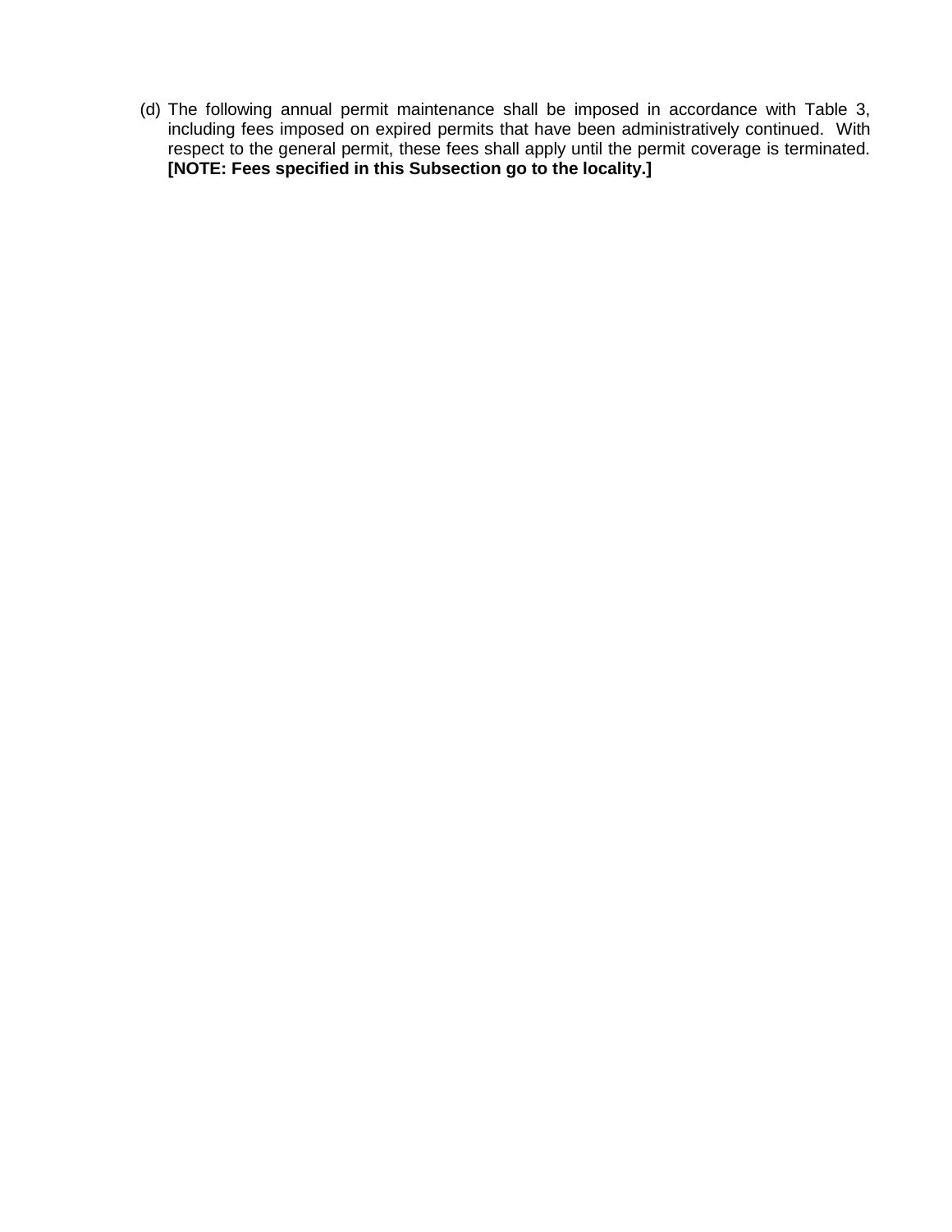(d) The following annual permit maintenance shall be imposed in accordance with Table 3, including fees imposed on expired permits that have been administratively continued. With respect to the general permit, these fees shall apply until the permit coverage is terminated. **[NOTE: Fees specified in this Subsection go to the locality.]**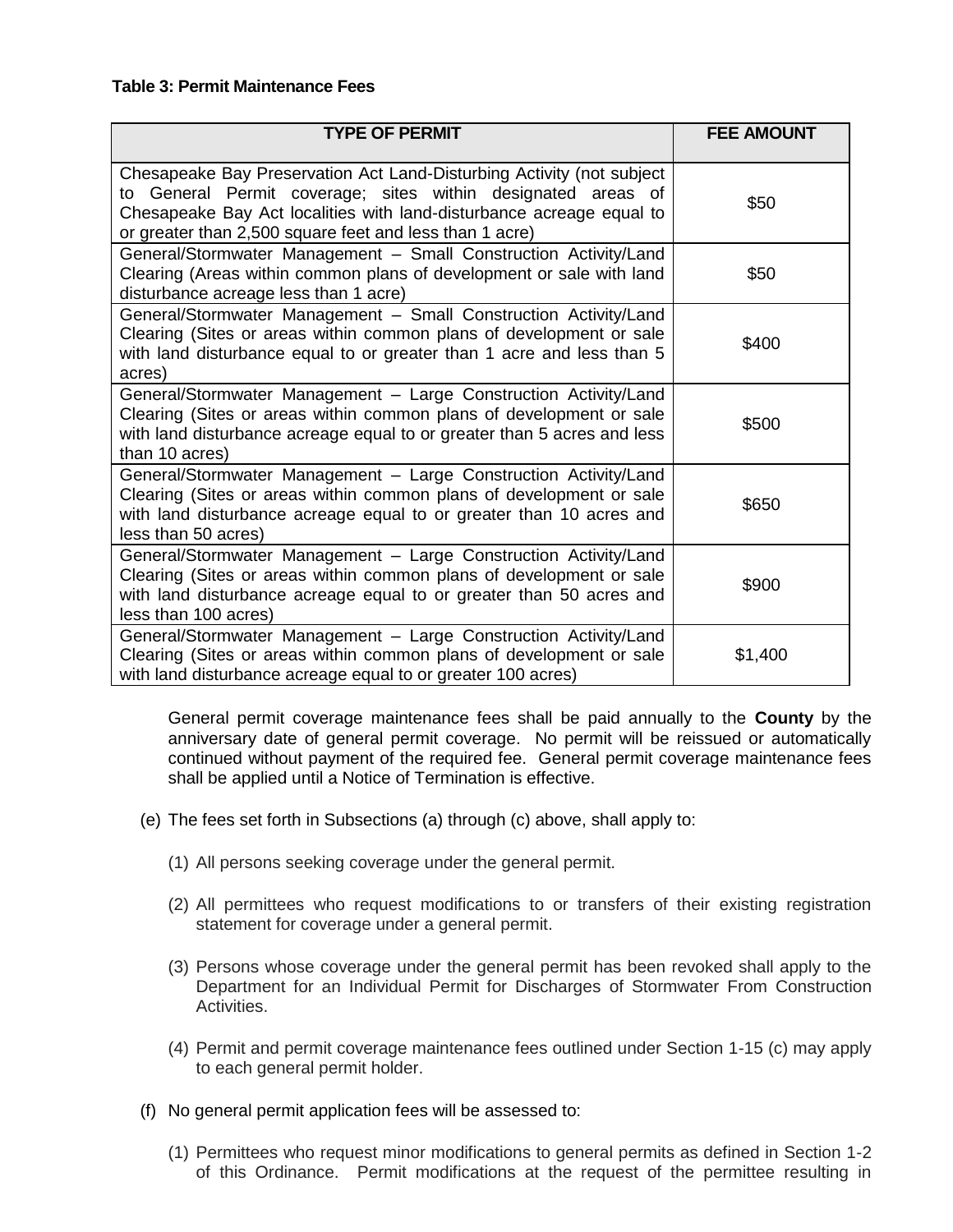**Table 3: Permit Maintenance Fees**

| TYPE OF PERMIT | FEE AMOUNT |
| --- | --- |
| Chesapeake Bay Preservation Act Land-Disturbing Activity (not subject to General Permit coverage; sites within designated areas of Chesapeake Bay Act localities with land-disturbance acreage equal to or greater than 2,500 square feet and less than 1 acre) | $50 |
| General/Stormwater Management – Small Construction Activity/Land Clearing (Areas within common plans of development or sale with land disturbance acreage less than 1 acre) | $50 |
| General/Stormwater Management – Small Construction Activity/Land Clearing (Sites or areas within common plans of development or sale with land disturbance equal to or greater than 1 acre and less than 5 acres) | $400 |
| General/Stormwater Management – Large Construction Activity/Land Clearing (Sites or areas within common plans of development or sale with land disturbance acreage equal to or greater than 5 acres and less than 10 acres) | $500 |
| General/Stormwater Management – Large Construction Activity/Land Clearing (Sites or areas within common plans of development or sale with land disturbance acreage equal to or greater than 10 acres and less than 50 acres) | $650 |
| General/Stormwater Management – Large Construction Activity/Land Clearing (Sites or areas within common plans of development or sale with land disturbance acreage equal to or greater than 50 acres and less than 100 acres) | $900 |
| General/Stormwater Management – Large Construction Activity/Land Clearing (Sites or areas within common plans of development or sale with land disturbance acreage equal to or greater 100 acres) | $1,400 |

General permit coverage maintenance fees shall be paid annually to the **County** by the anniversary date of general permit coverage. No permit will be reissued or automatically continued without payment of the required fee. General permit coverage maintenance fees shall be applied until a Notice of Termination is effective.

(e) The fees set forth in Subsections (a) through (c) above, shall apply to:

(1) All persons seeking coverage under the general permit.

(2) All permittees who request modifications to or transfers of their existing registration statement for coverage under a general permit.

(3) Persons whose coverage under the general permit has been revoked shall apply to the Department for an Individual Permit for Discharges of Stormwater From Construction Activities.

(4) Permit and permit coverage maintenance fees outlined under Section 1-15 (c) may apply to each general permit holder.

(f) No general permit application fees will be assessed to:

(1) Permittees who request minor modifications to general permits as defined in Section 1-2 of this Ordinance. Permit modifications at the request of the permittee resulting in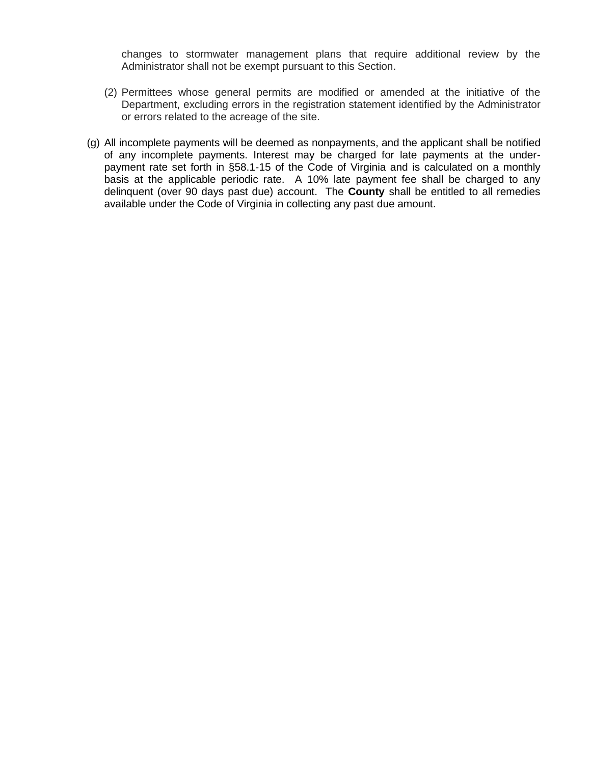changes to stormwater management plans that require additional review by the Administrator shall not be exempt pursuant to this Section.

(2) Permittees whose general permits are modified or amended at the initiative of the Department, excluding errors in the registration statement identified by the Administrator or errors related to the acreage of the site.

(g) All incomplete payments will be deemed as nonpayments, and the applicant shall be notified of any incomplete payments. Interest may be charged for late payments at the under-payment rate set forth in §58.1-15 of the Code of Virginia and is calculated on a monthly basis at the applicable periodic rate. A 10% late payment fee shall be charged to any delinquent (over 90 days past due) account. The **County** shall be entitled to all remedies available under the Code of Virginia in collecting any past due amount.